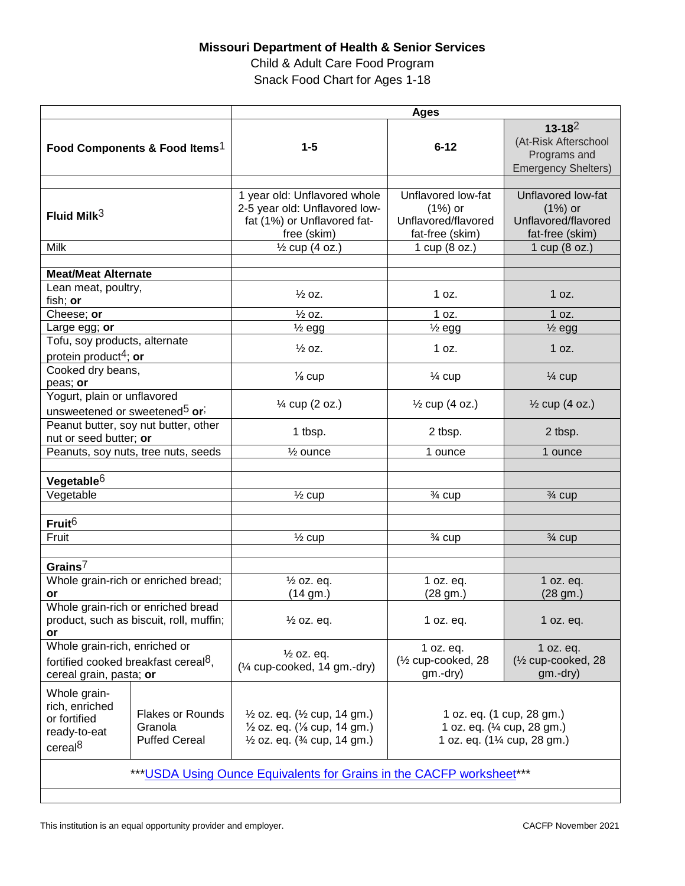**Missouri Department of Health & Senior Services**

Child & Adult Care Food Program

Snack Food Chart for Ages 1-18

| Food Components & Food Items[1] | | Ages 1-5 | Ages 6-12 | Ages 13-18[2] (At-Risk Afterschool Programs and Emergency Shelters) |
|---|---|---|---|---|
| **Fluid Milk**[3] | | 1 year old: Unflavored whole 2-5 year old: Unflavored low-fat (1%) or Unflavored fat-free (skim) | Unflavored low-fat (1%) or Unflavored/flavored fat-free (skim) | Unflavored low-fat (1%) or Unflavored/flavored fat-free (skim) |
| Milk | | ½ cup (4 oz.) | 1 cup (8 oz.) | 1 cup (8 oz.) |
| **Meat/Meat Alternate** | | | | |
| Lean meat, poultry, fish; **or** | | ½ oz. | 1 oz. | 1 oz. |
| Cheese; **or** | | ½ oz. | 1 oz. | 1 oz. |
| Large egg; **or** | | ½ egg | ½ egg | ½ egg |
| Tofu, soy products, alternate protein product[4]; **or** | | ½ oz. | 1 oz. | 1 oz. |
| Cooked dry beans, peas; **or** | | ⅛ cup | ¼ cup | ¼ cup |
| Yogurt, plain or unflavored unsweetened or sweetened[5] **or**; | | ¼ cup (2 oz.) | ½ cup (4 oz.) | ½ cup (4 oz.) |
| Peanut butter, soy nut butter, other nut or seed butter; **or** | | 1 tbsp. | 2 tbsp. | 2 tbsp. |
| Peanuts, soy nuts, tree nuts, seeds | | ½ ounce | 1 ounce | 1 ounce |
| **Vegetable**[6] | | | | |
| Vegetable | | ½ cup | ¾ cup | ¾ cup |
| **Fruit**[6] | | | | |
| Fruit | | ½ cup | ¾ cup | ¾ cup |
| **Grains**[7] | | | | |
| Whole grain-rich or enriched bread; **or** | | ½ oz. eq. (14 gm.) | 1 oz. eq. (28 gm.) | 1 oz. eq. (28 gm.) |
| Whole grain-rich or enriched bread product, such as biscuit, roll, muffin; **or** | | ½ oz. eq. | 1 oz. eq. | 1 oz. eq. |
| Whole grain-rich, enriched or fortified cooked breakfast cereal[8], cereal grain, pasta; **or** | | ½ oz. eq. (¼ cup-cooked, 14 gm.-dry) | 1 oz. eq. (½ cup-cooked, 28 gm.-dry) | 1 oz. eq. (½ cup-cooked, 28 gm.-dry) |
| Whole grain-rich, enriched or fortified ready-to-eat cereal[8] | Flakes or Rounds<br>Granola<br>Puffed Cereal | ½ oz. eq. (½ cup, 14 gm.)<br>½ oz. eq. (⅛ cup, 14 gm.)<br>½ oz. eq. (¾ cup, 14 gm.) | 1 oz. eq. (1 cup, 28 gm.)<br>1 oz. eq. (¼ cup, 28 gm.)<br>1 oz. eq. (1¼ cup, 28 gm.) | |

***USDA Using Ounce Equivalents for Grains in the CACFP worksheet***

This institution is an equal opportunity provider and employer.

CACFP November 2021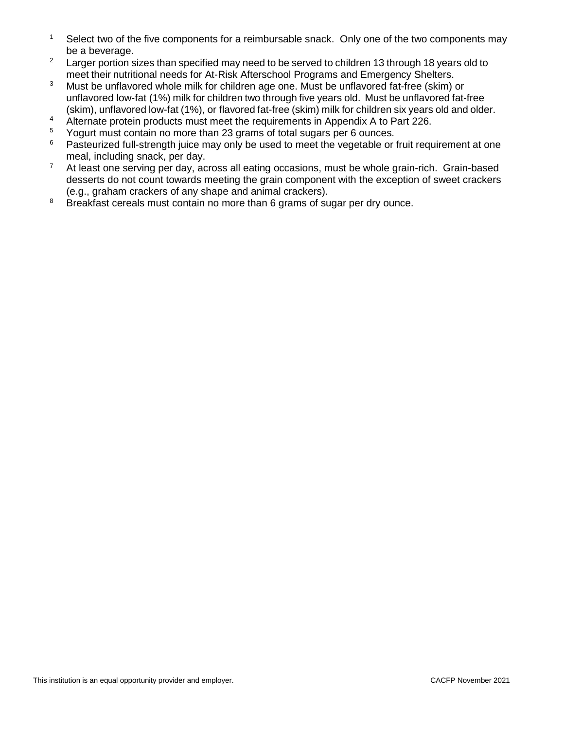1. Select two of the five components for a reimbursable snack. Only one of the two components may be a beverage.
2. Larger portion sizes than specified may need to be served to children 13 through 18 years old to meet their nutritional needs for At-Risk Afterschool Programs and Emergency Shelters.
3. Must be unflavored whole milk for children age one. Must be unflavored fat-free (skim) or unflavored low-fat (1%) milk for children two through five years old. Must be unflavored fat-free (skim), unflavored low-fat (1%), or flavored fat-free (skim) milk for children six years old and older.
4. Alternate protein products must meet the requirements in Appendix A to Part 226.
5. Yogurt must contain no more than 23 grams of total sugars per 6 ounces.
6. Pasteurized full-strength juice may only be used to meet the vegetable or fruit requirement at one meal, including snack, per day.
7. At least one serving per day, across all eating occasions, must be whole grain-rich. Grain-based desserts do not count towards meeting the grain component with the exception of sweet crackers (e.g., graham crackers of any shape and animal crackers).
8. Breakfast cereals must contain no more than 6 grams of sugar per dry ounce.

This institution is an equal opportunity provider and employer.

CACFP November 2021